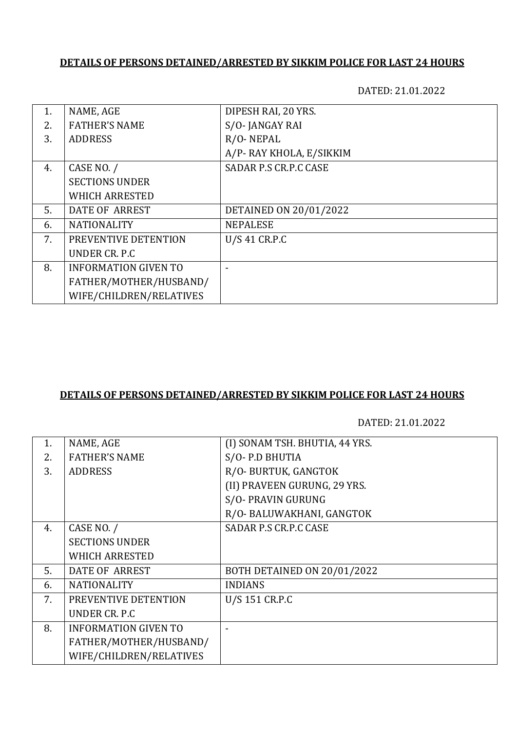**DETAILS OF PERSONS DETAINED/ARRESTED BY SIKKIM POLICE FOR LAST 24 HOURS**

DATED: 21.01.2022

| | | |
|---|---|---|
| 1.<br>2.<br>3. | NAME, AGE<br>FATHER'S NAME<br>ADDRESS | DIPESH RAI, 20 YRS.<br>S/O- JANGAY RAI<br>R/O- NEPAL<br>A/P- RAY KHOLA, E/SIKKIM |
| 4. | CASE NO. /<br>SECTIONS UNDER<br>WHICH ARRESTED | SADAR P.S CR.P.C CASE |
| 5. | DATE OF ARREST | DETAINED ON 20/01/2022 |
| 6. | NATIONALITY | NEPALESE |
| 7. | PREVENTIVE DETENTION<br>UNDER CR. P.C | U/S 41 CR.P.C |
| 8. | INFORMATION GIVEN TO<br>FATHER/MOTHER/HUSBAND/<br>WIFE/CHILDREN/RELATIVES | - |

**DETAILS OF PERSONS DETAINED/ARRESTED BY SIKKIM POLICE FOR LAST 24 HOURS**

DATED: 21.01.2022

| | | |
|---|---|---|
| 1.<br>2.<br>3. | NAME, AGE<br>FATHER'S NAME<br>ADDRESS | (I) SONAM TSH. BHUTIA, 44 YRS.<br>S/O- P.D BHUTIA<br>R/O- BURTUK, GANGTOK<br>(II) PRAVEEN GURUNG, 29 YRS.<br>S/O- PRAVIN GURUNG<br>R/O- BALUWAKHANI, GANGTOK |
| 4. | CASE NO. /<br>SECTIONS UNDER<br>WHICH ARRESTED | SADAR P.S CR.P.C CASE |
| 5. | DATE OF ARREST | BOTH DETAINED ON 20/01/2022 |
| 6. | NATIONALITY | INDIANS |
| 7. | PREVENTIVE DETENTION<br>UNDER CR. P.C | U/S 151 CR.P.C |
| 8. | INFORMATION GIVEN TO<br>FATHER/MOTHER/HUSBAND/<br>WIFE/CHILDREN/RELATIVES | - |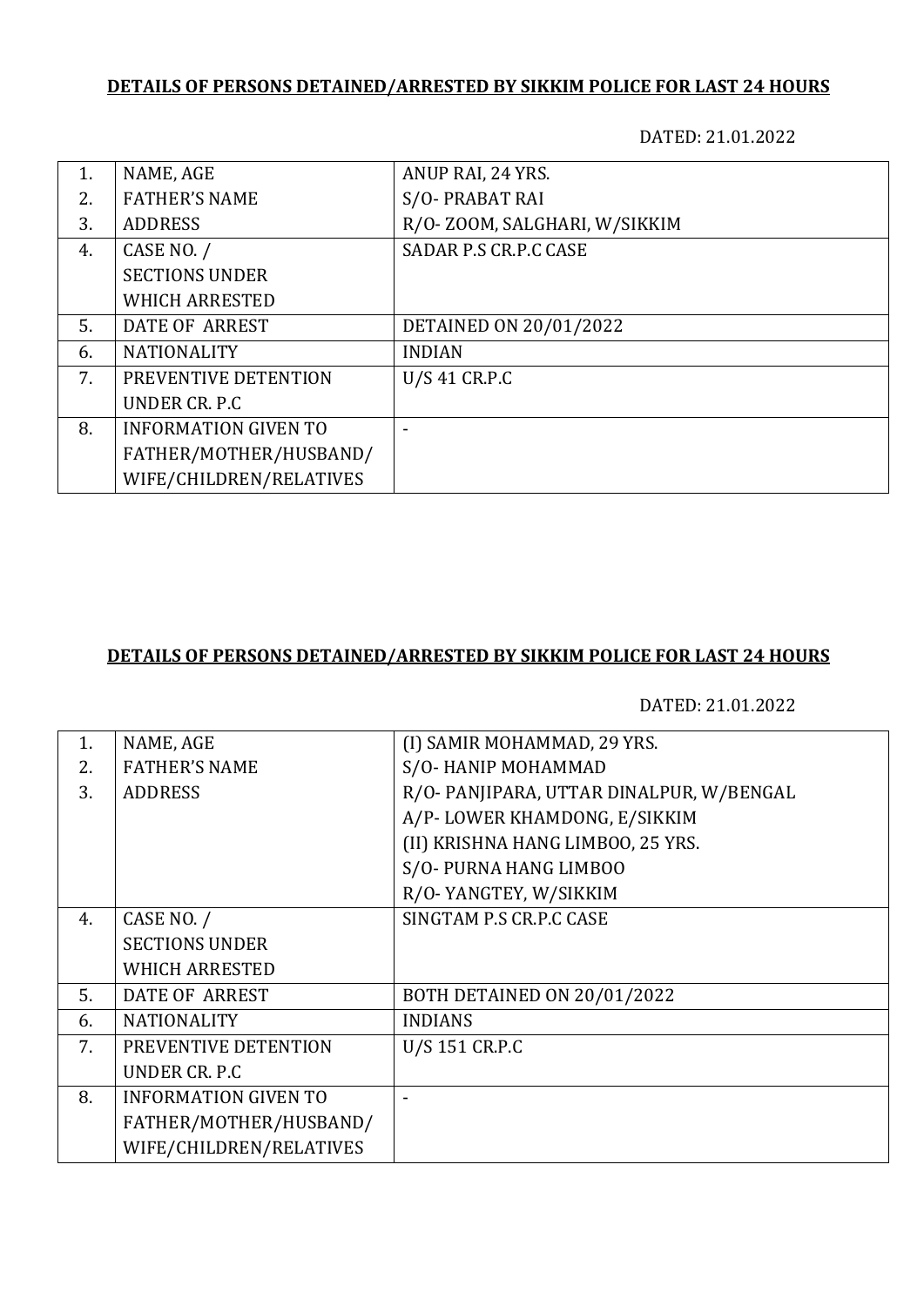**DETAILS OF PERSONS DETAINED/ARRESTED BY SIKKIM POLICE FOR LAST 24 HOURS**

DATED: 21.01.2022

| | | |
|---|---|---|
| 1. | NAME, AGE | ANUP RAI, 24 YRS. |
| 2. | FATHER'S NAME | S/O- PRABAT RAI |
| 3. | ADDRESS | R/O- ZOOM, SALGHARI, W/SIKKIM |
| 4. | CASE NO. / SECTIONS UNDER WHICH ARRESTED | SADAR P.S CR.P.C CASE |
| 5. | DATE OF ARREST | DETAINED ON 20/01/2022 |
| 6. | NATIONALITY | INDIAN |
| 7. | PREVENTIVE DETENTION UNDER CR. P.C | U/S 41 CR.P.C |
| 8. | INFORMATION GIVEN TO FATHER/MOTHER/HUSBAND/ WIFE/CHILDREN/RELATIVES | - |

**DETAILS OF PERSONS DETAINED/ARRESTED BY SIKKIM POLICE FOR LAST 24 HOURS**

DATED: 21.01.2022

| | | |
|---|---|---|
| 1. | NAME, AGE | (I) SAMIR MOHAMMAD, 29 YRS. |
| 2. | FATHER'S NAME | S/O- HANIP MOHAMMAD |
| 3. | ADDRESS | R/O- PANJIPARA, UTTAR DINALPUR, W/BENGAL<br>A/P- LOWER KHAMDONG, E/SIKKIM<br>(II) KRISHNA HANG LIMBOO, 25 YRS.<br>S/O- PURNA HANG LIMBOO<br>R/O- YANGTEY, W/SIKKIM |
| 4. | CASE NO. / SECTIONS UNDER WHICH ARRESTED | SINGTAM P.S CR.P.C CASE |
| 5. | DATE OF ARREST | BOTH DETAINED ON 20/01/2022 |
| 6. | NATIONALITY | INDIANS |
| 7. | PREVENTIVE DETENTION UNDER CR. P.C | U/S 151 CR.P.C |
| 8. | INFORMATION GIVEN TO FATHER/MOTHER/HUSBAND/ WIFE/CHILDREN/RELATIVES | - |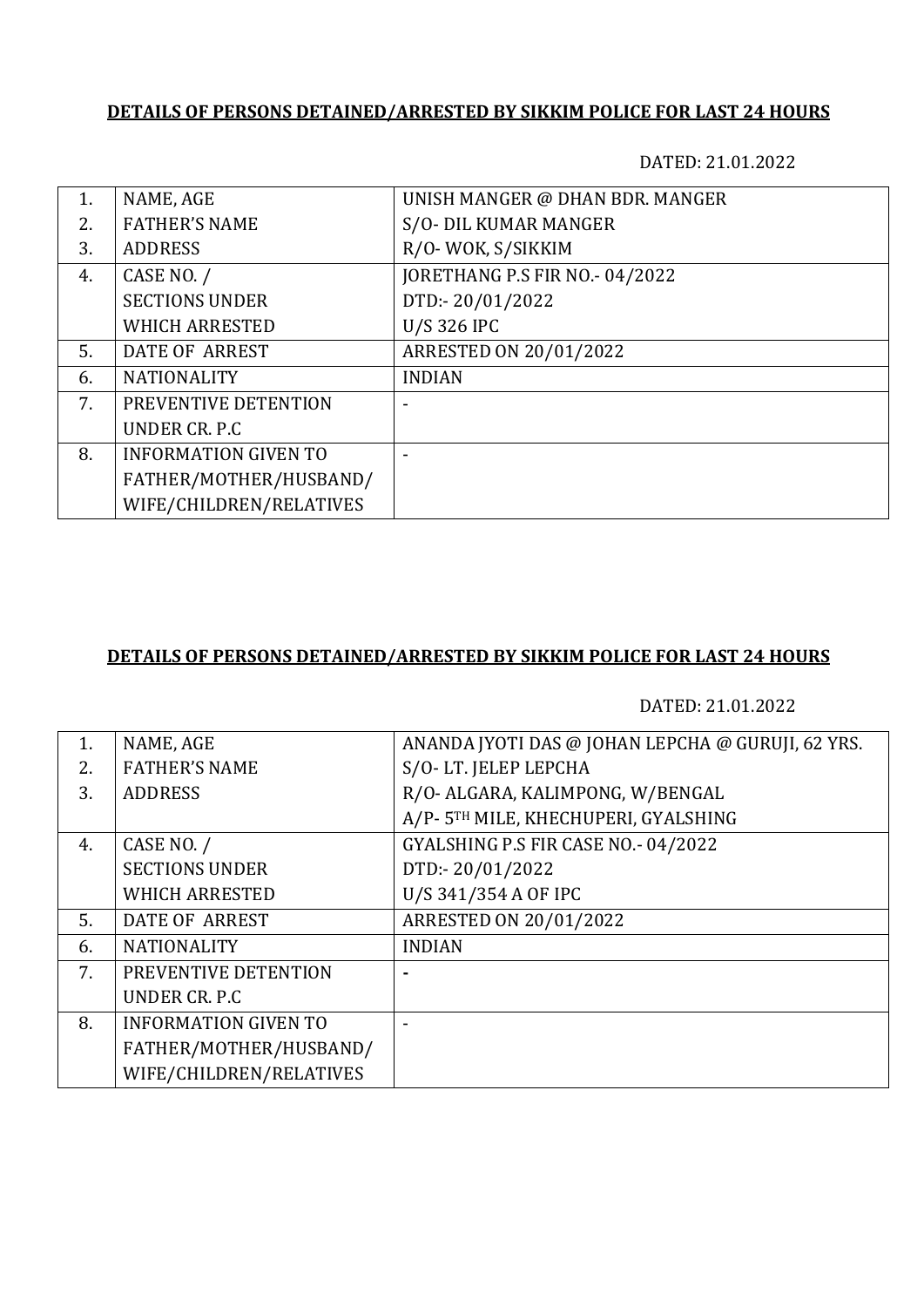**DETAILS OF PERSONS DETAINED/ARRESTED BY SIKKIM POLICE FOR LAST 24 HOURS**

DATED: 21.01.2022

| | | |
|---|---|---|
| 1. | NAME, AGE | UNISH MANGER @ DHAN BDR. MANGER |
| 2. | FATHER'S NAME | S/O- DIL KUMAR MANGER |
| 3. | ADDRESS | R/O- WOK, S/SIKKIM |
| 4. | CASE NO. / SECTIONS UNDER WHICH ARRESTED | JORETHANG P.S FIR NO.- 04/2022 DTD:- 20/01/2022 U/S 326 IPC |
| 5. | DATE OF ARREST | ARRESTED ON 20/01/2022 |
| 6. | NATIONALITY | INDIAN |
| 7. | PREVENTIVE DETENTION UNDER CR. P.C | - |
| 8. | INFORMATION GIVEN TO FATHER/MOTHER/HUSBAND/ WIFE/CHILDREN/RELATIVES | - |

**DETAILS OF PERSONS DETAINED/ARRESTED BY SIKKIM POLICE FOR LAST 24 HOURS**

DATED: 21.01.2022

| | | |
|---|---|---|
| 1. | NAME, AGE | ANANDA JYOTI DAS @ JOHAN LEPCHA @ GURUJI, 62 YRS. |
| 2. | FATHER'S NAME | S/O- LT. JELEP LEPCHA |
| 3. | ADDRESS | R/O- ALGARA, KALIMPONG, W/BENGAL A/P- 5TH MILE, KHECHUPERI, GYALSHING |
| 4. | CASE NO. / SECTIONS UNDER WHICH ARRESTED | GYALSHING P.S FIR CASE NO.- 04/2022 DTD:- 20/01/2022 U/S 341/354 A OF IPC |
| 5. | DATE OF ARREST | ARRESTED ON 20/01/2022 |
| 6. | NATIONALITY | INDIAN |
| 7. | PREVENTIVE DETENTION UNDER CR. P.C | - |
| 8. | INFORMATION GIVEN TO FATHER/MOTHER/HUSBAND/ WIFE/CHILDREN/RELATIVES | - |